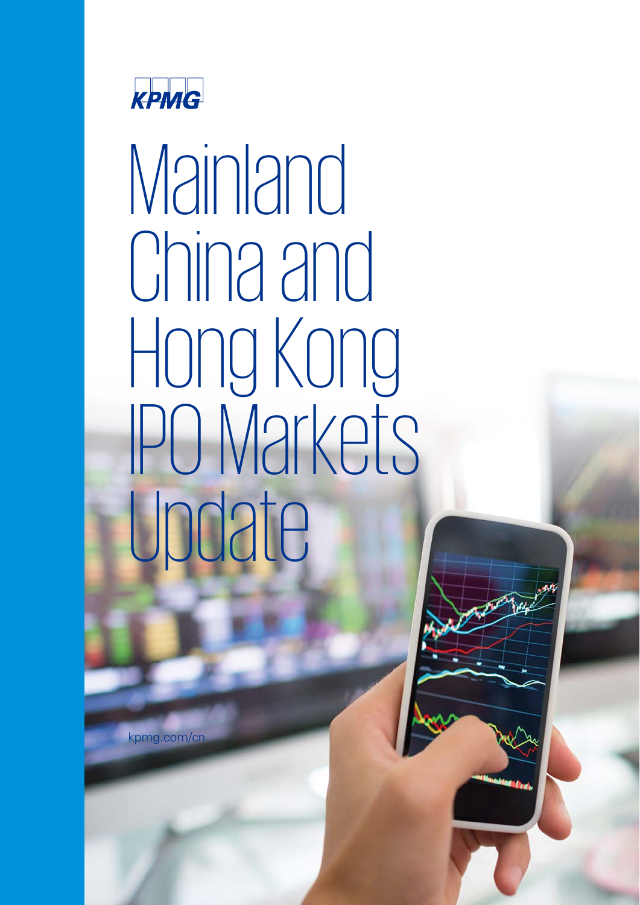KPMG

# Mainland China and Hong Kong IPO Markets Update

kpmg.com/cn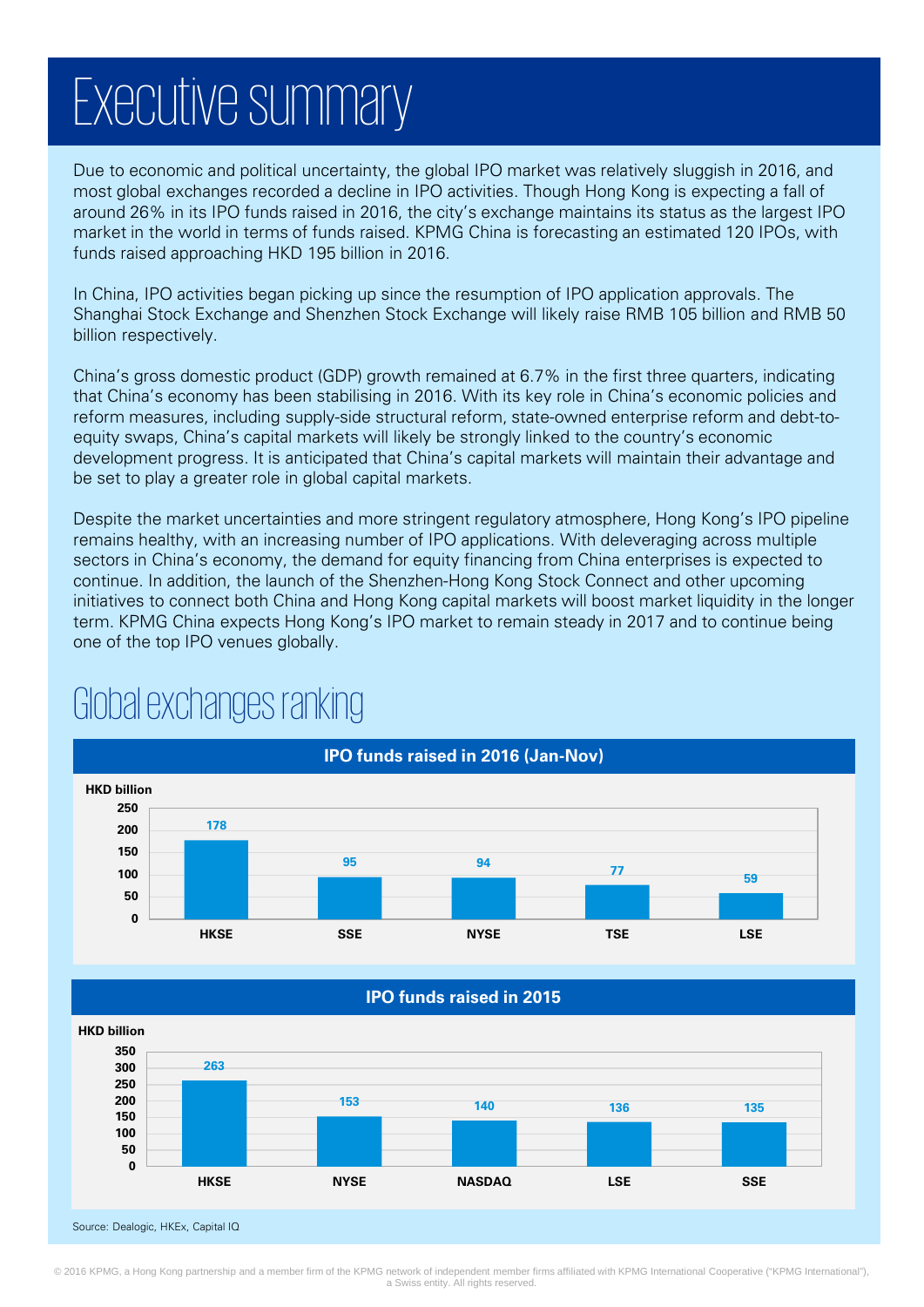# Executive summary

Due to economic and political uncertainty, the global IPO market was relatively sluggish in 2016, and most global exchanges recorded a decline in IPO activities. Though Hong Kong is expecting a fall of around 26% in its IPO funds raised in 2016, the city's exchange maintains its status as the largest IPO market in the world in terms of funds raised. KPMG China is forecasting an estimated 120 IPOs, with funds raised approaching HKD 195 billion in 2016.

In China, IPO activities began picking up since the resumption of IPO application approvals. The Shanghai Stock Exchange and Shenzhen Stock Exchange will likely raise RMB 105 billion and RMB 50 billion respectively.

China's gross domestic product (GDP) growth remained at 6.7% in the first three quarters, indicating that China's economy has been stabilising in 2016. With its key role in China's economic policies and reform measures, including supply-side structural reform, state-owned enterprise reform and debt-to-equity swaps, China's capital markets will likely be strongly linked to the country's economic development progress. It is anticipated that China's capital markets will maintain their advantage and be set to play a greater role in global capital markets.

Despite the market uncertainties and more stringent regulatory atmosphere, Hong Kong's IPO pipeline remains healthy, with an increasing number of IPO applications. With deleveraging across multiple sectors in China's economy, the demand for equity financing from China enterprises is expected to continue. In addition, the launch of the Shenzhen-Hong Kong Stock Connect and other upcoming initiatives to connect both China and Hong Kong capital markets will boost market liquidity in the longer term. KPMG China expects Hong Kong's IPO market to remain steady in 2017 and to continue being one of the top IPO venues globally.

# Global exchanges ranking

**IPO funds raised in 2016 (Jan-Nov)**

| Exchange | HKD billion |
|---|---|
| HKSE | 178 |
| SSE | 95 |
| NYSE | 94 |
| TSE | 77 |
| LSE | 59 |

**IPO funds raised in 2015**

| Exchange | HKD billion |
|---|---|
| HKSE | 263 |
| NYSE | 153 |
| NASDAQ | 140 |
| LSE | 136 |
| SSE | 135 |

Source: Dealogic, HKEx, Capital IQ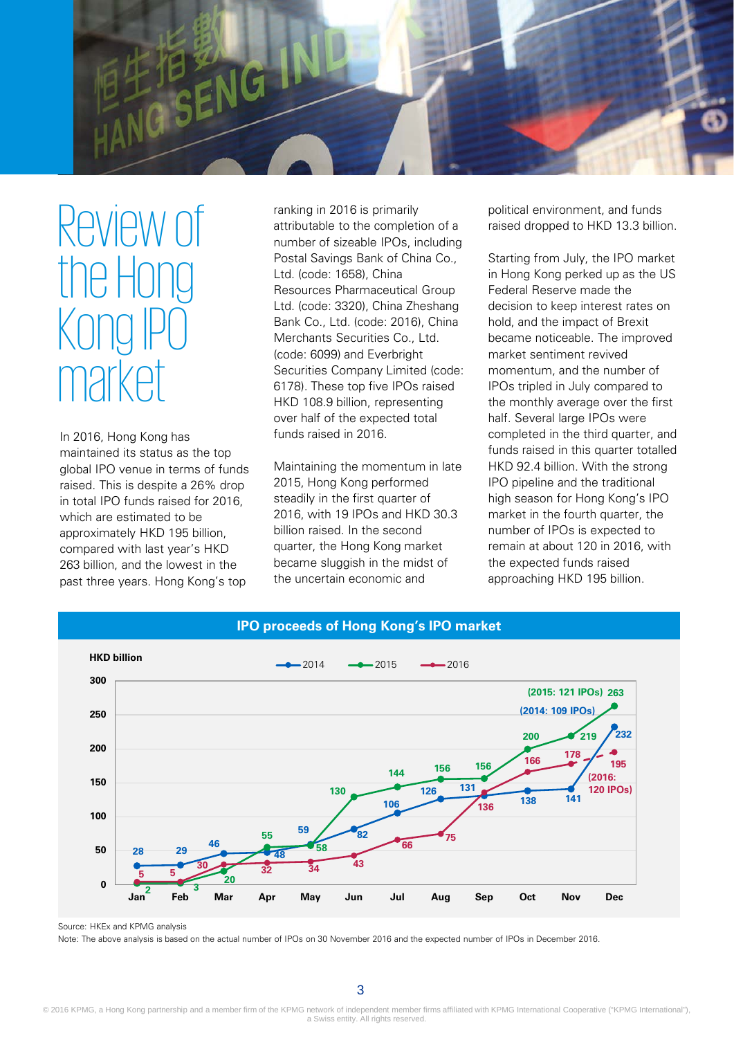# Review of the Hong Kong IPO market

In 2016, Hong Kong has maintained its status as the top global IPO venue in terms of funds raised. This is despite a 26% drop in total IPO funds raised for 2016, which are estimated to be approximately HKD 195 billion, compared with last year's HKD 263 billion, and the lowest in the past three years. Hong Kong's top ranking in 2016 is primarily attributable to the completion of a number of sizeable IPOs, including Postal Savings Bank of China Co., Ltd. (code: 1658), China Resources Pharmaceutical Group Ltd. (code: 3320), China Zheshang Bank Co., Ltd. (code: 2016), China Merchants Securities Co., Ltd. (code: 6099) and Everbright Securities Company Limited (code: 6178). These top five IPOs raised HKD 108.9 billion, representing over half of the expected total funds raised in 2016.

Maintaining the momentum in late 2015, Hong Kong performed steadily in the first quarter of 2016, with 19 IPOs and HKD 30.3 billion raised. In the second quarter, the Hong Kong market became sluggish in the midst of the uncertain economic and political environment, and funds raised dropped to HKD 13.3 billion.

Starting from July, the IPO market in Hong Kong perked up as the US Federal Reserve made the decision to keep interest rates on hold, and the impact of Brexit became noticeable. The improved market sentiment revived momentum, and the number of IPOs tripled in July compared to the monthly average over the first half. Several large IPOs were completed in the third quarter, and funds raised in this quarter totalled HKD 92.4 billion. With the strong IPO pipeline and the traditional high season for Hong Kong's IPO market in the fourth quarter, the number of IPOs is expected to remain at about 120 in 2016, with the expected funds raised approaching HKD 195 billion.

**IPO proceeds of Hong Kong's IPO market**

HKD billion (cumulative)

| Month | 2014 | 2015 | 2016 |
|---|---|---|---|
| Jan | 28 | 2 | 5 |
| Feb | 29 | 3 | 5 |
| Mar | 46 | 20 | 30 |
| Apr | 48 | 55 | 32 |
| May | 58 | 59 | 34 |
| Jun | 82 | 130 | 43 |
| Jul | 106 | 144 | 66 |
| Aug | 126 | 156 | 75 |
| Sep | 131 | 156 | 136 |
| Oct | 138 | 200 | 166 |
| Nov | 141 | 219 | 178 |
| Dec | 232 (2014: 109 IPOs) | 263 (2015: 121 IPOs) | 195 (2016: 120 IPOs) |

Source: HKEx and KPMG analysis

Note: The above analysis is based on the actual number of IPOs on 30 November 2016 and the expected number of IPOs in December 2016.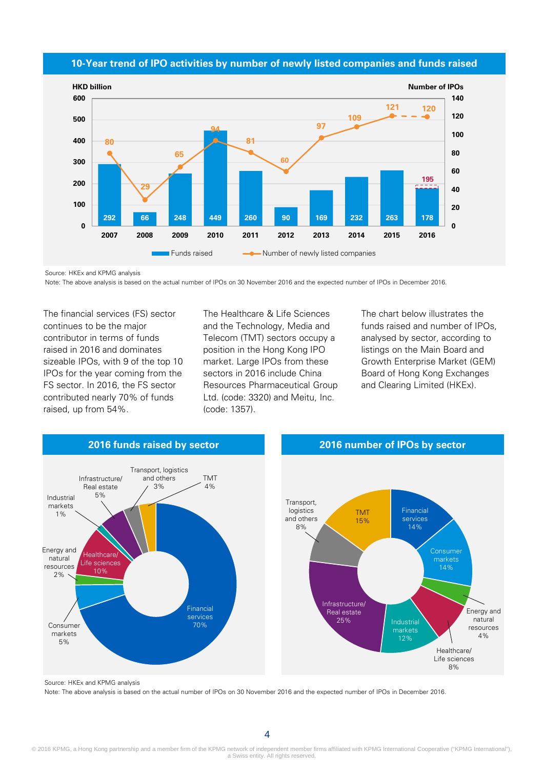## 10-Year trend of IPO activities by number of newly listed companies and funds raised

| Year | Funds raised (HKD billion) | Number of newly listed companies |
|---|---|---|
| 2007 | 292 | 80 |
| 2008 | 66 | 29 |
| 2009 | 248 | 65 |
| 2010 | 449 | 94 |
| 2011 | 260 | 81 |
| 2012 | 90 | 60 |
| 2013 | 169 | 97 |
| 2014 | 232 | 109 |
| 2015 | 263 | 121 |
| 2016 | 178 (195) | 120 |

Source: HKEx and KPMG analysis

Note: The above analysis is based on the actual number of IPOs on 30 November 2016 and the expected number of IPOs in December 2016.

The financial services (FS) sector continues to be the major contributor in terms of funds raised in 2016 and dominates sizeable IPOs, with 9 of the top 10 IPOs for the year coming from the FS sector. In 2016, the FS sector contributed nearly 70% of funds raised, up from 54%.

The Healthcare & Life Sciences and the Technology, Media and Telecom (TMT) sectors occupy a position in the Hong Kong IPO market. Large IPOs from these sectors in 2016 include China Resources Pharmaceutical Group Ltd. (code: 3320) and Meitu, Inc. (code: 1357).

The chart below illustrates the funds raised and number of IPOs, analysed by sector, according to listings on the Main Board and Growth Enterprise Market (GEM) Board of Hong Kong Exchanges and Clearing Limited (HKEx).

## 2016 funds raised by sector

| Sector | Share |
|---|---|
| Financial services | 70% |
| Consumer markets | 5% |
| Energy and natural resources | 2% |
| Healthcare/ Life sciences | 10% |
| Industrial markets | 1% |
| Infrastructure/ Real estate | 5% |
| Transport, logistics and others | 3% |
| TMT | 4% |

## 2016 number of IPOs by sector

| Sector | Share |
|---|---|
| Financial services | 14% |
| Consumer markets | 14% |
| Energy and natural resources | 4% |
| Healthcare/ Life sciences | 8% |
| Industrial markets | 12% |
| Infrastructure/ Real estate | 25% |
| Transport, logistics and others | 8% |
| TMT | 15% |

Source: HKEx and KPMG analysis

Note: The above analysis is based on the actual number of IPOs on 30 November 2016 and the expected number of IPOs in December 2016.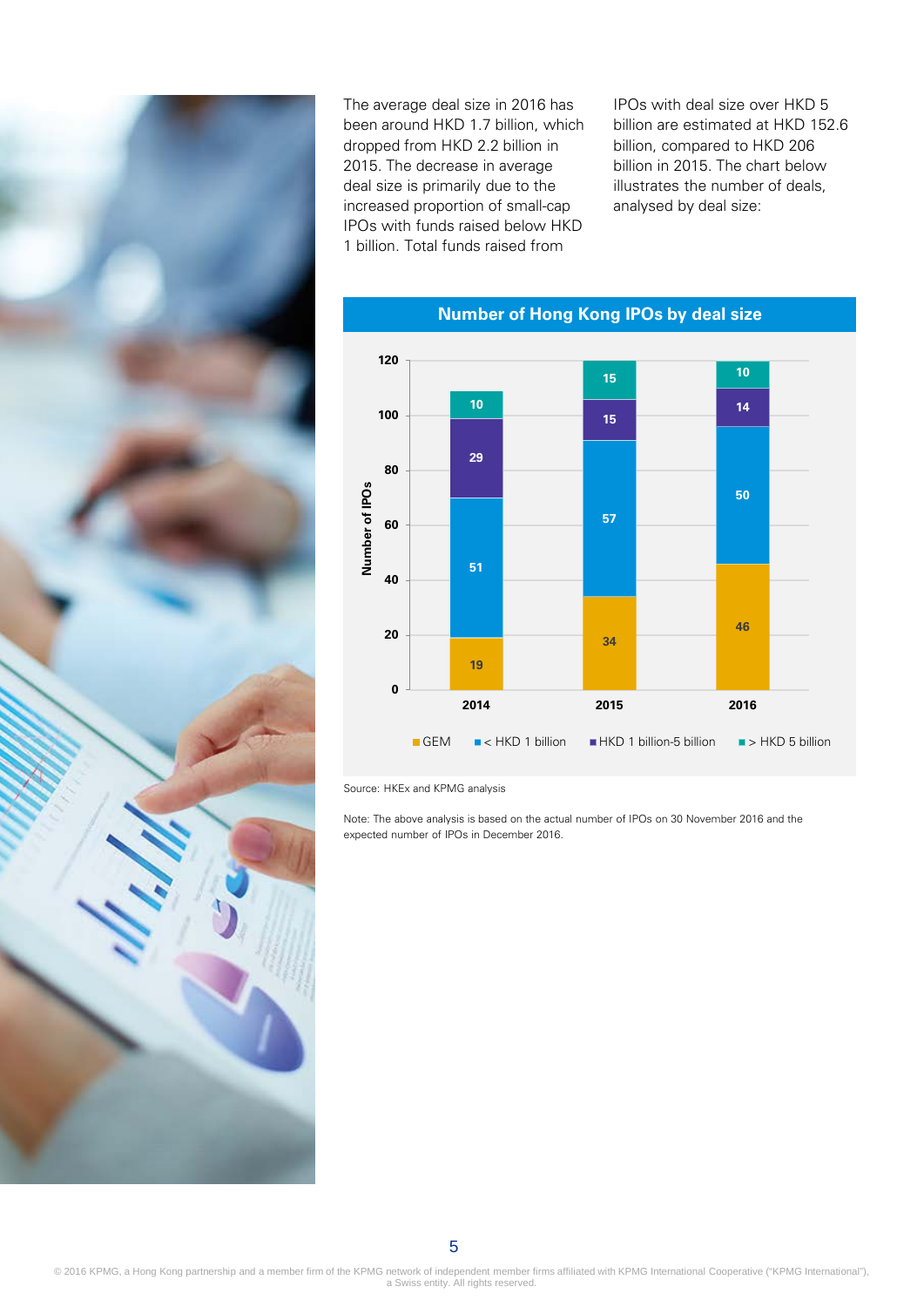The average deal size in 2016 has been around HKD 1.7 billion, which dropped from HKD 2.2 billion in 2015. The decrease in average deal size is primarily due to the increased proportion of small-cap IPOs with funds raised below HKD 1 billion. Total funds raised from IPOs with deal size over HKD 5 billion are estimated at HKD 152.6 billion, compared to HKD 206 billion in 2015. The chart below illustrates the number of deals, analysed by deal size:

**Number of Hong Kong IPOs by deal size**

| Year | GEM | < HKD 1 billion | HKD 1 billion-5 billion | > HKD 5 billion |
| --- | --- | --- | --- | --- |
| 2014 | 19 | 51 | 29 | 10 |
| 2015 | 34 | 57 | 15 | 15 |
| 2016 | 46 | 50 | 14 | 10 |

Source: HKEx and KPMG analysis

Note: The above analysis is based on the actual number of IPOs on 30 November 2016 and the expected number of IPOs in December 2016.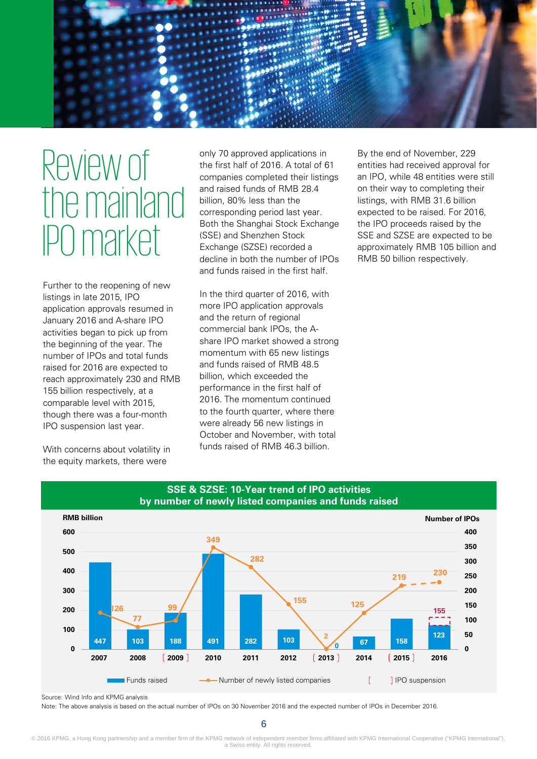# Review of the mainland IPO market

Further to the reopening of new listings in late 2015, IPO application approvals resumed in January 2016 and A-share IPO activities began to pick up from the beginning of the year. The number of IPOs and total funds raised for 2016 are expected to reach approximately 230 and RMB 155 billion respectively, at a comparable level with 2015, though there was a four-month IPO suspension last year.

With concerns about volatility in the equity markets, there were only 70 approved applications in the first half of 2016. A total of 61 companies completed their listings and raised funds of RMB 28.4 billion, 80% less than the corresponding period last year. Both the Shanghai Stock Exchange (SSE) and Shenzhen Stock Exchange (SZSE) recorded a decline in both the number of IPOs and funds raised in the first half.

In the third quarter of 2016, with more IPO application approvals and the return of regional commercial bank IPOs, the A-share IPO market showed a strong momentum with 65 new listings and funds raised of RMB 48.5 billion, which exceeded the performance in the first half of 2016. The momentum continued to the fourth quarter, where there were already 56 new listings in October and November, with total funds raised of RMB 46.3 billion.

By the end of November, 229 entities had received approval for an IPO, while 48 entities were still on their way to completing their listings, with RMB 31.6 billion expected to be raised. For 2016, the IPO proceeds raised by the SSE and SZSE are expected to be approximately RMB 105 billion and RMB 50 billion respectively.

**SSE & SZSE: 10-Year trend of IPO activities by number of newly listed companies and funds raised**

| Year | Funds raised (RMB billion) | Number of newly listed companies |
|---|---|---|
| 2007 | 447 | 126 |
| 2008 | 103 | 77 |
| [ 2009 ] | 188 | 99 |
| 2010 | 491 | 349 |
| 2011 | 282 | 282 |
| 2012 | 103 | 155 |
| [ 2013 ] | 0 | 2 |
| 2014 | 67 | 125 |
| [ 2015 ] | 158 | 219 |
| 2016 | 123 (155 expected) | 230 |

[ ] IPO suspension

Source: Wind Info and KPMG analysis

Note: The above analysis is based on the actual number of IPOs on 30 November 2016 and the expected number of IPOs in December 2016.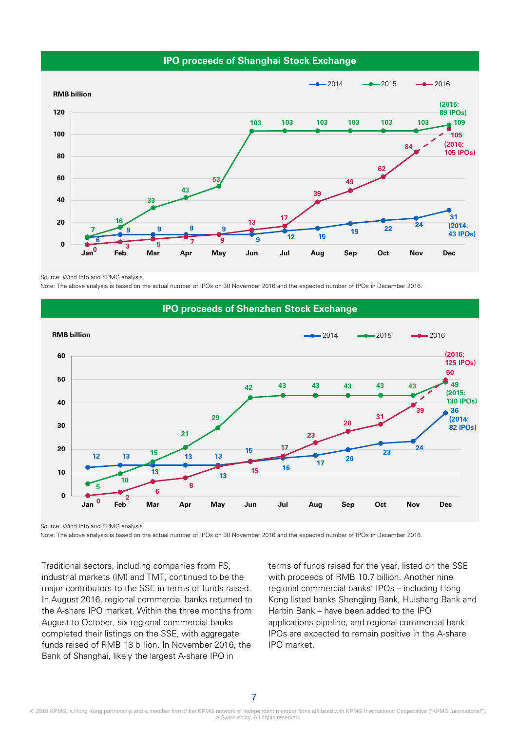## IPO proceeds of Shanghai Stock Exchange

RMB billion

| Month | 2014 | 2015 | 2016 |
|---|---|---|---|
| Jan | 6 | 7 | 0 |
| Feb | 9 | 16 | 3 |
| Mar | 9 | 33 | 5 |
| Apr | 9 | 43 | 7 |
| May | 9 | 53 | 9 |
| Jun | 9 | 103 | 13 |
| Jul | 12 | 103 | 17 |
| Aug | 15 | 103 | 39 |
| Sep | 19 | 103 | 49 |
| Oct | 22 | 103 | 62 |
| Nov | 24 | 103 | 84 |
| Dec | 31 (2014: 43 IPOs) | 109 (2015: 89 IPOs) | 105 (2016: 105 IPOs) |

Source: Wind Info and KPMG analysis

Note: The above analysis is based on the actual number of IPOs on 30 November 2016 and the expected number of IPOs in December 2016.

## IPO proceeds of Shenzhen Stock Exchange

RMB billion

| Month | 2014 | 2015 | 2016 |
|---|---|---|---|
| Jan | 12 | 5 | 0 |
| Feb | 13 | 10 | 2 |
| Mar | 13 | 15 | 6 |
| Apr | 13 | 21 | 8 |
| May | 13 | 29 | 13 |
| Jun | 15 | 42 | 15 |
| Jul | 16 | 43 | 17 |
| Aug | 17 | 43 | 23 |
| Sep | 20 | 43 | 28 |
| Oct | 23 | 43 | 31 |
| Nov | 24 | 43 | 39 |
| Dec | 36 (2014: 82 IPOs) | 49 (2015: 130 IPOs) | 50 (2016: 125 IPOs) |

Source: Wind Info and KPMG analysis

Note: The above analysis is based on the actual number of IPOs on 30 November 2016 and the expected number of IPOs in December 2016.

Traditional sectors, including companies from FS, industrial markets (IM) and TMT, continued to be the major contributors to the SSE in terms of funds raised. In August 2016, regional commercial banks returned to the A-share IPO market. Within the three months from August to October, six regional commercial banks completed their listings on the SSE, with aggregate funds raised of RMB 18 billion. In November 2016, the Bank of Shanghai, likely the largest A-share IPO in terms of funds raised for the year, listed on the SSE with proceeds of RMB 10.7 billion. Another nine regional commercial banks' IPOs – including Hong Kong listed banks Shengjing Bank, Huishang Bank and Harbin Bank – have been added to the IPO applications pipeline, and regional commercial bank IPOs are expected to remain positive in the A-share IPO market.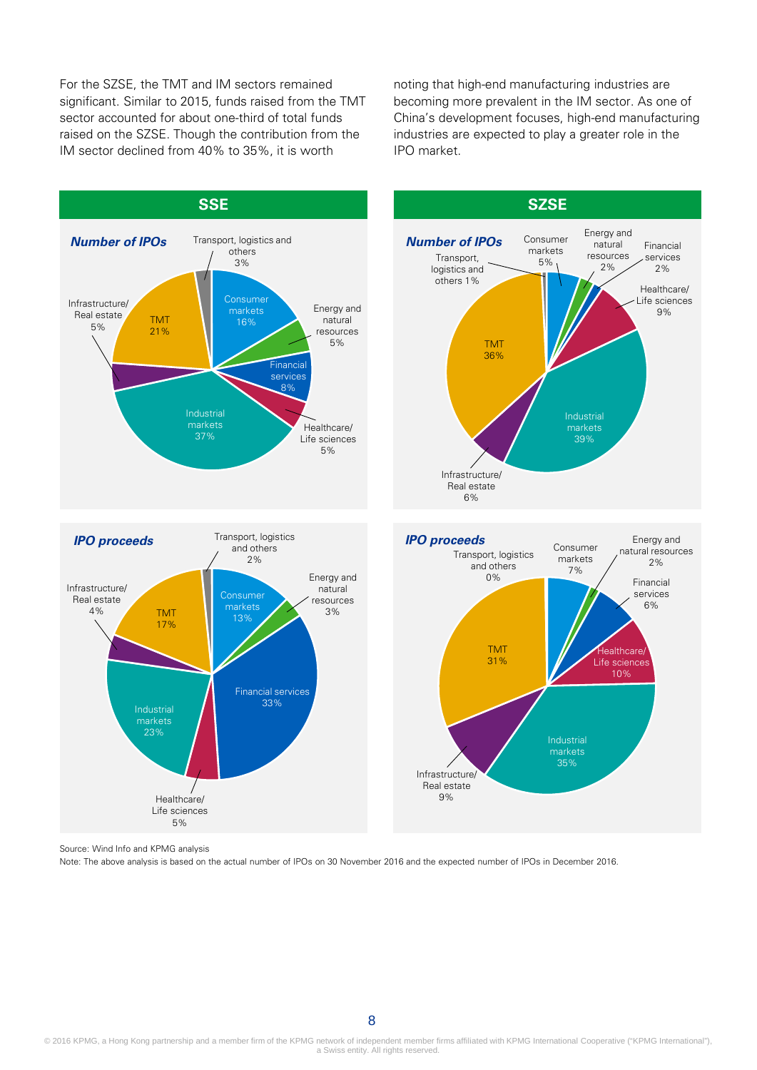For the SZSE, the TMT and IM sectors remained significant. Similar to 2015, funds raised from the TMT sector accounted for about one-third of total funds raised on the SZSE. Though the contribution from the IM sector declined from 40% to 35%, it is worth noting that high-end manufacturing industries are becoming more prevalent in the IM sector. As one of China's development focuses, high-end manufacturing industries are expected to play a greater role in the IPO market.

## SSE

### *Number of IPOs*

| Sector | Share |
| --- | --- |
| Consumer markets | 16% |
| Energy and natural resources | 5% |
| Financial services | 8% |
| Healthcare/ Life sciences | 5% |
| Industrial markets | 37% |
| Infrastructure/ Real estate | 5% |
| TMT | 21% |
| Transport, logistics and others | 3% |

### *IPO proceeds*

| Sector | Share |
| --- | --- |
| Consumer markets | 13% |
| Energy and natural resources | 3% |
| Financial services | 33% |
| Healthcare/ Life sciences | 5% |
| Industrial markets | 23% |
| Infrastructure/ Real estate | 4% |
| TMT | 17% |
| Transport, logistics and others | 2% |

## SZSE

### *Number of IPOs*

| Sector | Share |
| --- | --- |
| Consumer markets | 5% |
| Energy and natural resources | 2% |
| Financial services | 2% |
| Healthcare/ Life sciences | 9% |
| Industrial markets | 39% |
| Infrastructure/ Real estate | 6% |
| TMT | 36% |
| Transport, logistics and others | 1% |

### *IPO proceeds*

| Sector | Share |
| --- | --- |
| Consumer markets | 7% |
| Energy and natural resources | 2% |
| Financial services | 6% |
| Healthcare/ Life sciences | 10% |
| Industrial markets | 35% |
| Infrastructure/ Real estate | 9% |
| TMT | 31% |
| Transport, logistics and others | 0% |

Source: Wind Info and KPMG analysis

Note: The above analysis is based on the actual number of IPOs on 30 November 2016 and the expected number of IPOs in December 2016.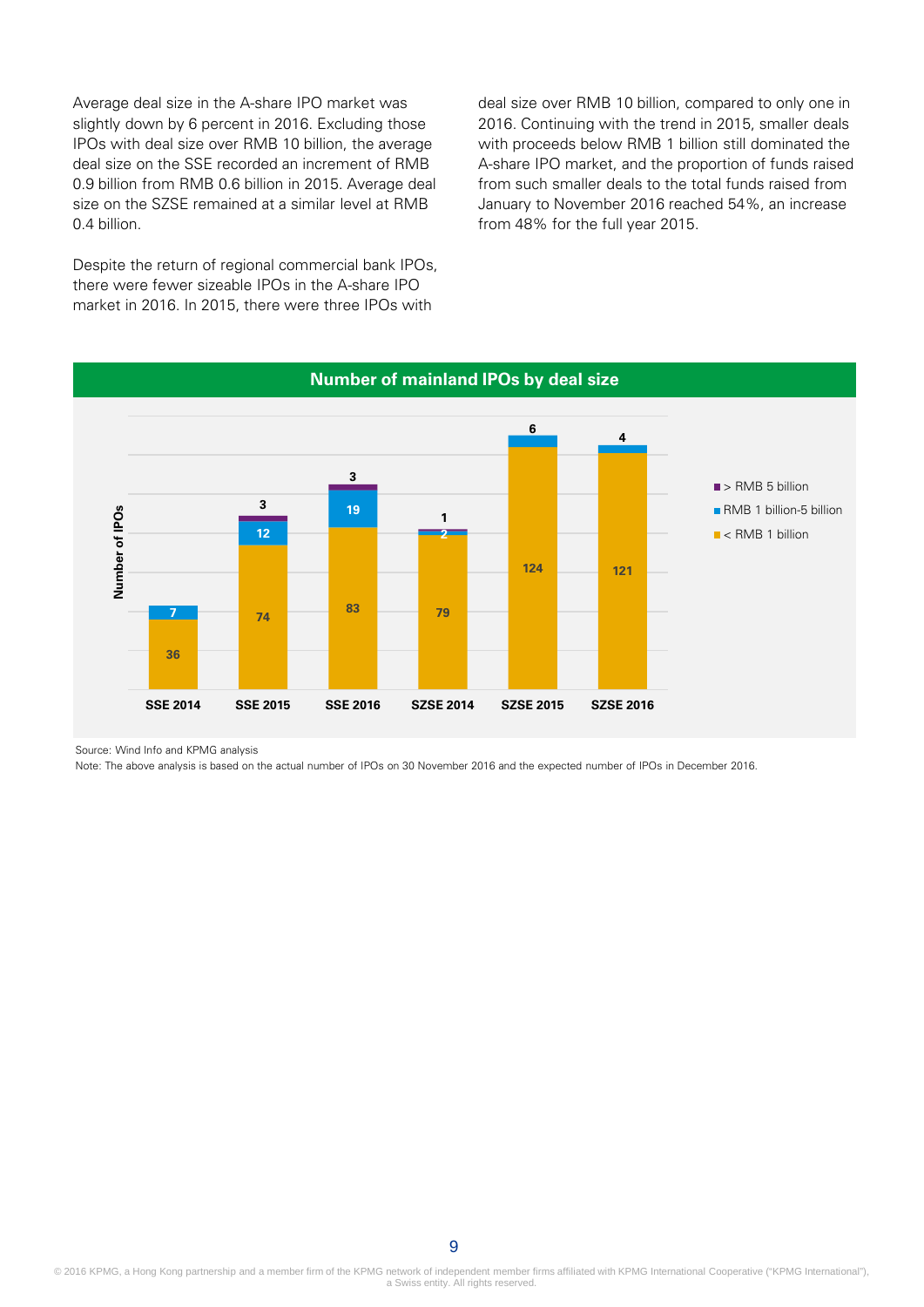Average deal size in the A-share IPO market was slightly down by 6 percent in 2016. Excluding those IPOs with deal size over RMB 10 billion, the average deal size on the SSE recorded an increment of RMB 0.9 billion from RMB 0.6 billion in 2015. Average deal size on the SZSE remained at a similar level at RMB 0.4 billion.

Despite the return of regional commercial bank IPOs, there were fewer sizeable IPOs in the A-share IPO market in 2016. In 2015, there were three IPOs with deal size over RMB 10 billion, compared to only one in 2016. Continuing with the trend in 2015, smaller deals with proceeds below RMB 1 billion still dominated the A-share IPO market, and the proportion of funds raised from such smaller deals to the total funds raised from January to November 2016 reached 54%, an increase from 48% for the full year 2015.

**Number of mainland IPOs by deal size**

| Number of IPOs | SSE 2014 | SSE 2015 | SSE 2016 | SZSE 2014 | SZSE 2015 | SZSE 2016 |
|---|---|---|---|---|---|---|
| > RMB 5 billion | | 3 | 3 | 1 | | |
| RMB 1 billion-5 billion | 7 | 12 | 19 | 2 | 6 | 4 |
| < RMB 1 billion | 36 | 74 | 83 | 79 | 124 | 121 |

Source: Wind Info and KPMG analysis

Note: The above analysis is based on the actual number of IPOs on 30 November 2016 and the expected number of IPOs in December 2016.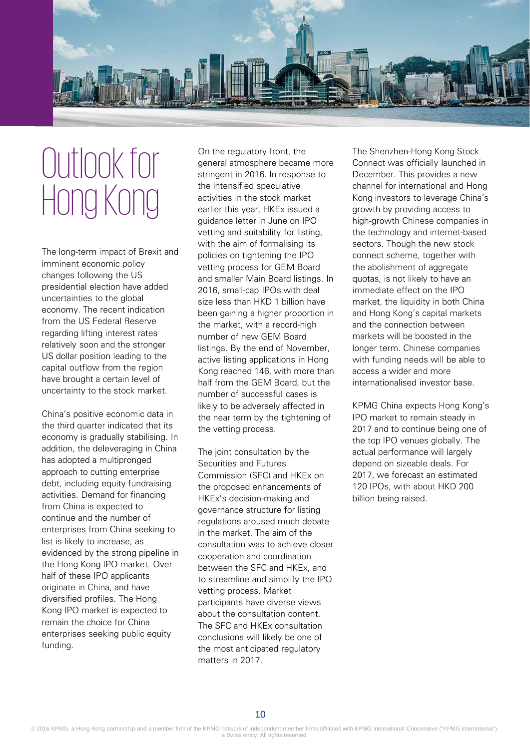# Outlook for Hong Kong

The long-term impact of Brexit and imminent economic policy changes following the US presidential election have added uncertainties to the global economy. The recent indication from the US Federal Reserve regarding lifting interest rates relatively soon and the stronger US dollar position leading to the capital outflow from the region have brought a certain level of uncertainty to the stock market.

China's positive economic data in the third quarter indicated that its economy is gradually stabilising. In addition, the deleveraging in China has adopted a multipronged approach to cutting enterprise debt, including equity fundraising activities. Demand for financing from China is expected to continue and the number of enterprises from China seeking to list is likely to increase, as evidenced by the strong pipeline in the Hong Kong IPO market. Over half of these IPO applicants originate in China, and have diversified profiles. The Hong Kong IPO market is expected to remain the choice for China enterprises seeking public equity funding.

On the regulatory front, the general atmosphere became more stringent in 2016. In response to the intensified speculative activities in the stock market earlier this year, HKEx issued a guidance letter in June on IPO vetting and suitability for listing, with the aim of formalising its policies on tightening the IPO vetting process for GEM Board and smaller Main Board listings. In 2016, small-cap IPOs with deal size less than HKD 1 billion have been gaining a higher proportion in the market, with a record-high number of new GEM Board listings. By the end of November, active listing applications in Hong Kong reached 146, with more than half from the GEM Board, but the number of successful cases is likely to be adversely affected in the near term by the tightening of the vetting process.

The joint consultation by the Securities and Futures Commission (SFC) and HKEx on the proposed enhancements of HKEx's decision-making and governance structure for listing regulations aroused much debate in the market. The aim of the consultation was to achieve closer cooperation and coordination between the SFC and HKEx, and to streamline and simplify the IPO vetting process. Market participants have diverse views about the consultation content. The SFC and HKEx consultation conclusions will likely be one of the most anticipated regulatory matters in 2017.

The Shenzhen-Hong Kong Stock Connect was officially launched in December. This provides a new channel for international and Hong Kong investors to leverage China's growth by providing access to high-growth Chinese companies in the technology and internet-based sectors. Though the new stock connect scheme, together with the abolishment of aggregate quotas, is not likely to have an immediate effect on the IPO market, the liquidity in both China and Hong Kong's capital markets and the connection between markets will be boosted in the longer term. Chinese companies with funding needs will be able to access a wider and more internationalised investor base.

KPMG China expects Hong Kong's IPO market to remain steady in 2017 and to continue being one of the top IPO venues globally. The actual performance will largely depend on sizeable deals. For 2017, we forecast an estimated 120 IPOs, with about HKD 200 billion being raised.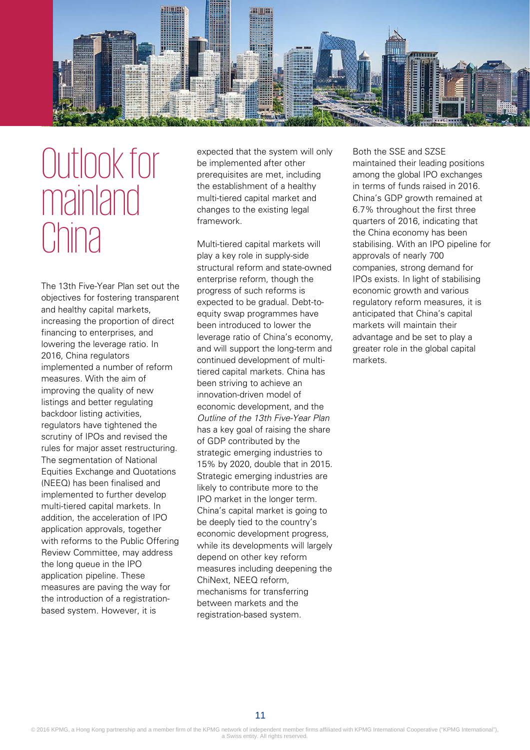# Outlook for mainland China

The 13th Five-Year Plan set out the objectives for fostering transparent and healthy capital markets, increasing the proportion of direct financing to enterprises, and lowering the leverage ratio. In 2016, China regulators implemented a number of reform measures. With the aim of improving the quality of new listings and better regulating backdoor listing activities, regulators have tightened the scrutiny of IPOs and revised the rules for major asset restructuring. The segmentation of National Equities Exchange and Quotations (NEEQ) has been finalised and implemented to further develop multi-tiered capital markets. In addition, the acceleration of IPO application approvals, together with reforms to the Public Offering Review Committee, may address the long queue in the IPO application pipeline. These measures are paving the way for the introduction of a registration-based system. However, it is expected that the system will only be implemented after other prerequisites are met, including the establishment of a healthy multi-tiered capital market and changes to the existing legal framework.

Multi-tiered capital markets will play a key role in supply-side structural reform and state-owned enterprise reform, though the progress of such reforms is expected to be gradual. Debt-to-equity swap programmes have been introduced to lower the leverage ratio of China's economy, and will support the long-term and continued development of multi-tiered capital markets. China has been striving to achieve an innovation-driven model of economic development, and the *Outline of the 13th Five-Year Plan* has a key goal of raising the share of GDP contributed by the strategic emerging industries to 15% by 2020, double that in 2015. Strategic emerging industries are likely to contribute more to the IPO market in the longer term. China's capital market is going to be deeply tied to the country's economic development progress, while its developments will largely depend on other key reform measures including deepening the ChiNext, NEEQ reform, mechanisms for transferring between markets and the registration-based system.

Both the SSE and SZSE maintained their leading positions among the global IPO exchanges in terms of funds raised in 2016. China's GDP growth remained at 6.7% throughout the first three quarters of 2016, indicating that the China economy has been stabilising. With an IPO pipeline for approvals of nearly 700 companies, strong demand for IPOs exists. In light of stabilising economic growth and various regulatory reform measures, it is anticipated that China's capital markets will maintain their advantage and be set to play a greater role in the global capital markets.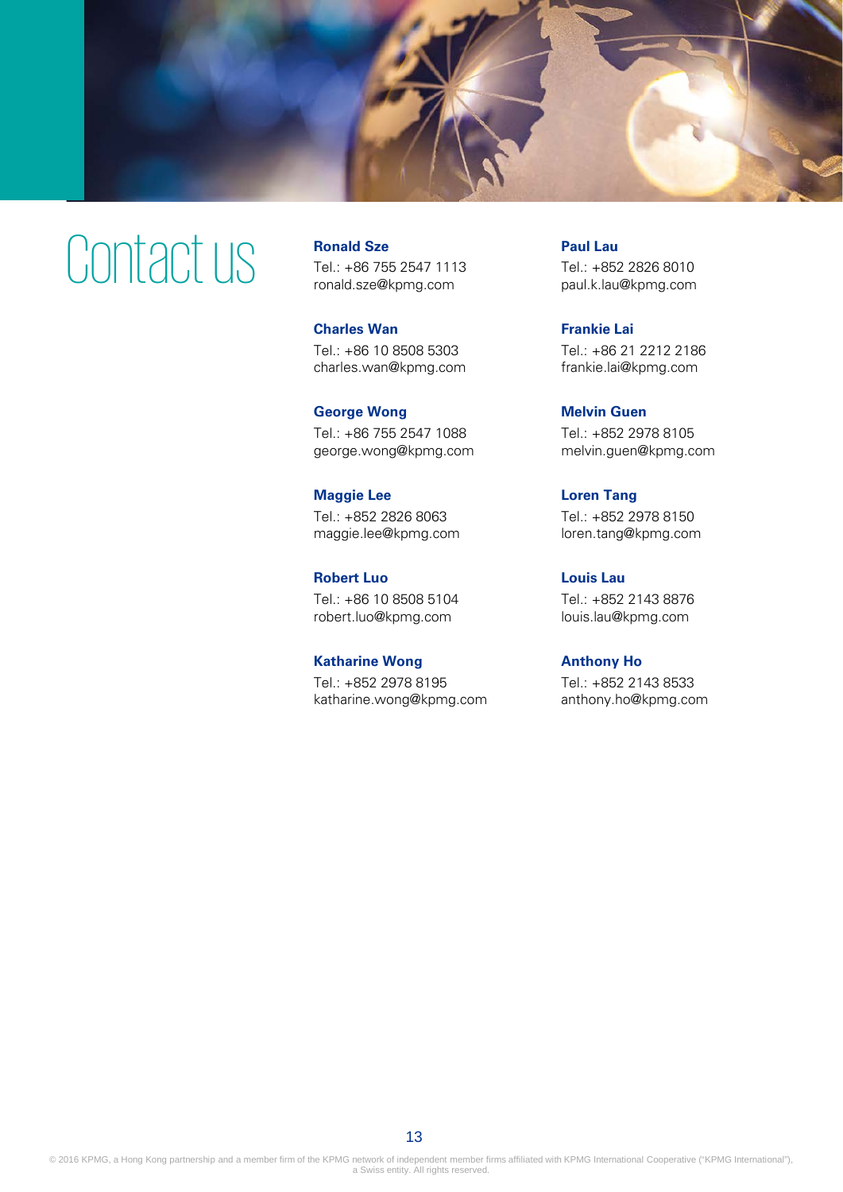# Contact us

**Ronald Sze**
Tel.: +86 755 2547 1113
ronald.sze@kpmg.com

**Charles Wan**
Tel.: +86 10 8508 5303
charles.wan@kpmg.com

**George Wong**
Tel.: +86 755 2547 1088
george.wong@kpmg.com

**Maggie Lee**
Tel.: +852 2826 8063
maggie.lee@kpmg.com

**Robert Luo**
Tel.: +86 10 8508 5104
robert.luo@kpmg.com

**Katharine Wong**
Tel.: +852 2978 8195
katharine.wong@kpmg.com

**Paul Lau**
Tel.: +852 2826 8010
paul.k.lau@kpmg.com

**Frankie Lai**
Tel.: +86 21 2212 2186
frankie.lai@kpmg.com

**Melvin Guen**
Tel.: +852 2978 8105
melvin.guen@kpmg.com

**Loren Tang**
Tel.: +852 2978 8150
loren.tang@kpmg.com

**Louis Lau**
Tel.: +852 2143 8876
louis.lau@kpmg.com

**Anthony Ho**
Tel.: +852 2143 8533
anthony.ho@kpmg.com

© 2016 KPMG, a Hong Kong partnership and a member firm of the KPMG network of independent member firms affiliated with KPMG International Cooperative ("KPMG International"), a Swiss entity. All rights reserved.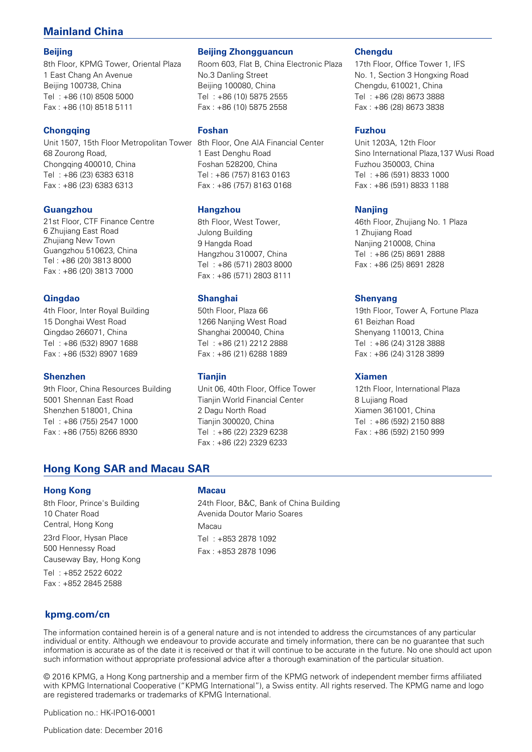## Mainland China

### Beijing

8th Floor, KPMG Tower, Oriental Plaza
1 East Chang An Avenue
Beijing 100738, China
Tel : +86 (10) 8508 5000
Fax : +86 (10) 8518 5111

### Beijing Zhongguancun

Room 603, Flat B, China Electronic Plaza
No.3 Danling Street
Beijing 100080, China
Tel : +86 (10) 5875 2555
Fax : +86 (10) 5875 2558

### Chengdu

17th Floor, Office Tower 1, IFS
No. 1, Section 3 Hongxing Road
Chengdu, 610021, China
Tel : +86 (28) 8673 3888
Fax : +86 (28) 8673 3838

### Chongqing

Unit 1507, 15th Floor Metropolitan Tower
68 Zourong Road,
Chongqing 400010, China
Tel : +86 (23) 6383 6318
Fax : +86 (23) 6383 6313

### Foshan

8th Floor, One AIA Financial Center
1 East Denghu Road
Foshan 528200, China
Tel : +86 (757) 8163 0163
Fax : +86 (757) 8163 0168

### Fuzhou

Unit 1203A, 12th Floor
Sino International Plaza,137 Wusi Road
Fuzhou 350003, China
Tel : +86 (591) 8833 1000
Fax : +86 (591) 8833 1188

### Guangzhou

21st Floor, CTF Finance Centre
6 Zhujiang East Road
Zhujiang New Town
Guangzhou 510623, China
Tel : +86 (20) 3813 8000
Fax : +86 (20) 3813 7000

### Hangzhou

8th Floor, West Tower,
Julong Building
9 Hangda Road
Hangzhou 310007, China
Tel : +86 (571) 2803 8000
Fax : +86 (571) 2803 8111

### Nanjing

46th Floor, Zhujiang No. 1 Plaza
1 Zhujiang Road
Nanjing 210008, China
Tel : +86 (25) 8691 2888
Fax : +86 (25) 8691 2828

### Qingdao

4th Floor, Inter Royal Building
15 Donghai West Road
Qingdao 266071, China
Tel : +86 (532) 8907 1688
Fax : +86 (532) 8907 1689

### Shanghai

50th Floor, Plaza 66
1266 Nanjing West Road
Shanghai 200040, China
Tel : +86 (21) 2212 2888
Fax : +86 (21) 6288 1889

### Shenyang

19th Floor, Tower A, Fortune Plaza
61 Beizhan Road
Shenyang 110013, China
Tel : +86 (24) 3128 3888
Fax : +86 (24) 3128 3899

### Shenzhen

9th Floor, China Resources Building
5001 Shennan East Road
Shenzhen 518001, China
Tel : +86 (755) 2547 1000
Fax : +86 (755) 8266 8930

### Tianjin

Unit 06, 40th Floor, Office Tower
Tianjin World Financial Center
2 Dagu North Road
Tianjin 300020, China
Tel : +86 (22) 2329 6238
Fax : +86 (22) 2329 6233

### Xiamen

12th Floor, International Plaza
8 Lujiang Road
Xiamen 361001, China
Tel : +86 (592) 2150 888
Fax : +86 (592) 2150 999

## Hong Kong SAR and Macau SAR

### Hong Kong

8th Floor, Prince's Building
10 Chater Road
Central, Hong Kong

23rd Floor, Hysan Place
500 Hennessy Road
Causeway Bay, Hong Kong

Tel : +852 2522 6022
Fax : +852 2845 2588

### Macau

24th Floor, B&C, Bank of China Building
Avenida Doutor Mario Soares
Macau
Tel : +853 2878 1092
Fax : +853 2878 1096

**kpmg.com/cn**

The information contained herein is of a general nature and is not intended to address the circumstances of any particular individual or entity. Although we endeavour to provide accurate and timely information, there can be no guarantee that such information is accurate as of the date it is received or that it will continue to be accurate in the future. No one should act upon such information without appropriate professional advice after a thorough examination of the particular situation.

© 2016 KPMG, a Hong Kong partnership and a member firm of the KPMG network of independent member firms affiliated with KPMG International Cooperative ("KPMG International"), a Swiss entity. All rights reserved. The KPMG name and logo are registered trademarks or trademarks of KPMG International.

Publication no.: HK-IPO16-0001

Publication date: December 2016